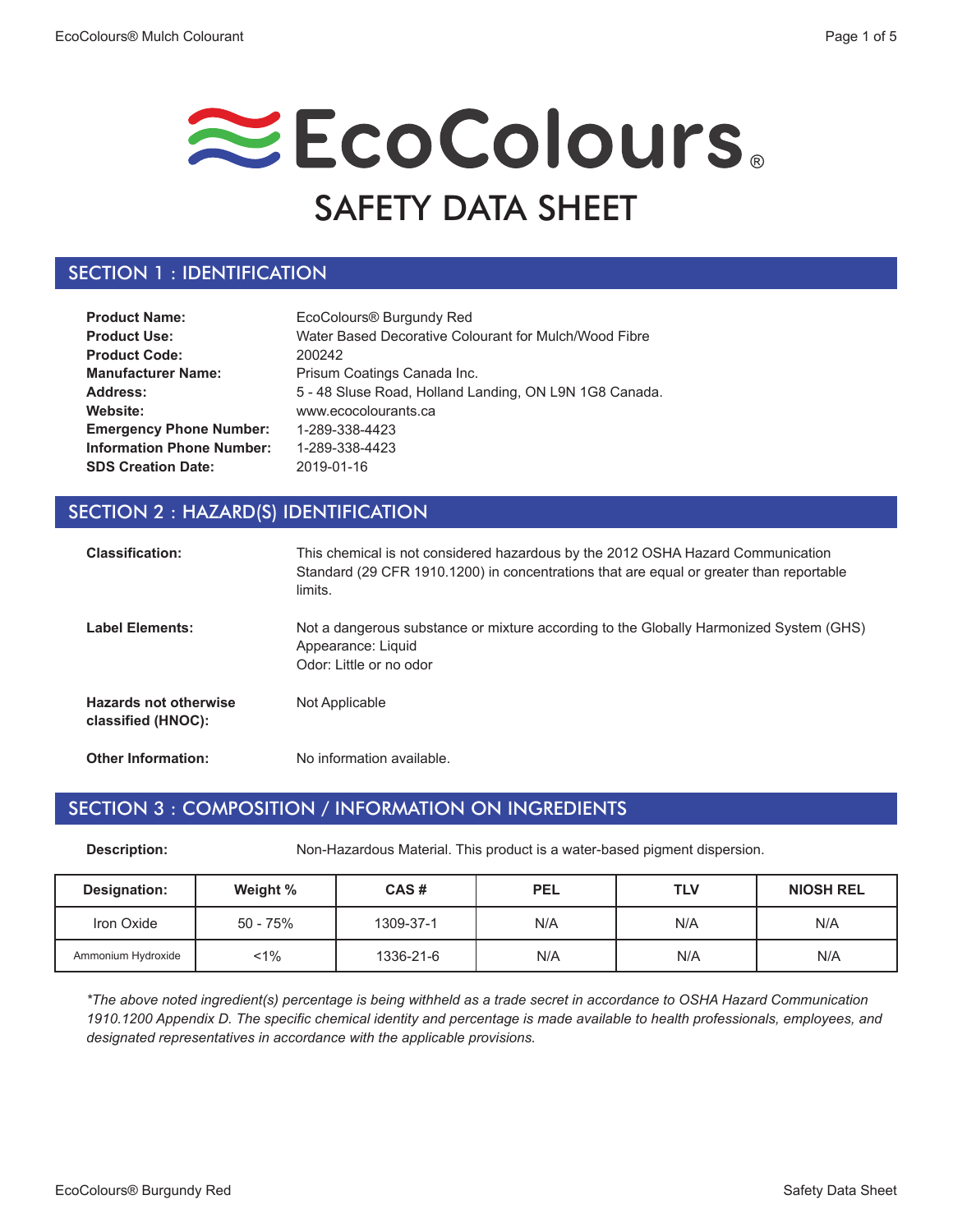# EcoColours®

# SAFETY DATA SHEET

## SECTION 1 : IDENTIFICATION

**Product Name:** EcoColours® Burgundy Red
**Product Use:** Water Based Decorative Colourant for Mulch/Wood Fibre
**Product Code:** 200242
**Manufacturer Name:** Prisum Coatings Canada Inc.
**Address:** 5 - 48 Sluse Road, Holland Landing, ON L9N 1G8 Canada.
**Website:** www.ecocolourants.ca
**Emergency Phone Number:** 1-289-338-4423
**Information Phone Number:** 1-289-338-4423
**SDS Creation Date:** 2019-01-16

## SECTION 2 : HAZARD(S) IDENTIFICATION

**Classification:** This chemical is not considered hazardous by the 2012 OSHA Hazard Communication Standard (29 CFR 1910.1200) in concentrations that are equal or greater than reportable limits.

**Label Elements:** Not a dangerous substance or mixture according to the Globally Harmonized System (GHS)
Appearance: Liquid
Odor: Little or no odor

**Hazards not otherwise classified (HNOC):** Not Applicable

**Other Information:** No information available.

## SECTION 3 : COMPOSITION / INFORMATION ON INGREDIENTS

**Description:** Non-Hazardous Material. This product is a water-based pigment dispersion.

| Designation: | Weight % | CAS # | PEL | TLV | NIOSH REL |
|---|---|---|---|---|---|
| Iron Oxide | 50 - 75% | 1309-37-1 | N/A | N/A | N/A |
| Ammonium Hydroxide | <1% | 1336-21-6 | N/A | N/A | N/A |

*\*The above noted ingredient(s) percentage is being withheld as a trade secret in accordance to OSHA Hazard Communication 1910.1200 Appendix D. The specific chemical identity and percentage is made available to health professionals, employees, and designated representatives in accordance with the applicable provisions.*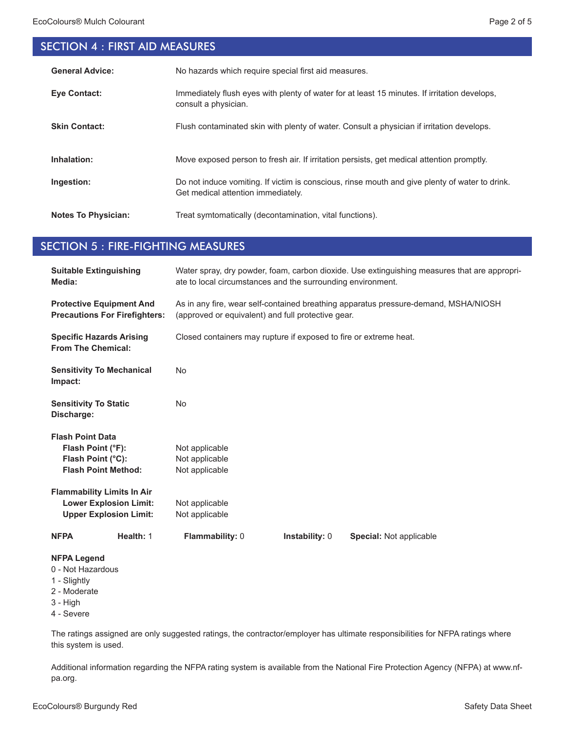## SECTION 4 : FIRST AID MEASURES

**General Advice:** No hazards which require special first aid measures.

**Eye Contact:** Immediately flush eyes with plenty of water for at least 15 minutes. If irritation develops, consult a physician.

**Skin Contact:** Flush contaminated skin with plenty of water. Consult a physician if irritation develops.

**Inhalation:** Move exposed person to fresh air. If irritation persists, get medical attention promptly.

**Ingestion:** Do not induce vomiting. If victim is conscious, rinse mouth and give plenty of water to drink. Get medical attention immediately.

**Notes To Physician:** Treat symtomatically (decontamination, vital functions).

## SECTION 5 : FIRE-FIGHTING MEASURES

**Suitable Extinguishing Media:** Water spray, dry powder, foam, carbon dioxide. Use extinguishing measures that are appropriate to local circumstances and the surrounding environment.

**Protective Equipment And Precautions For Firefighters:** As in any fire, wear self-contained breathing apparatus pressure-demand, MSHA/NIOSH (approved or equivalent) and full protective gear.

**Specific Hazards Arising From The Chemical:** Closed containers may rupture if exposed to fire or extreme heat.

**Sensitivity To Mechanical Impact:** No

**Sensitivity To Static Discharge:** No

**Flash Point Data**
- **Flash Point (°F):** Not applicable
- **Flash Point (°C):** Not applicable
- **Flash Point Method:** Not applicable

**Flammability Limits In Air**
- **Lower Explosion Limit:** Not applicable
- **Upper Explosion Limit:** Not applicable

**NFPA** **Health:** 1 **Flammability:** 0 **Instability:** 0 **Special:** Not applicable

**NFPA Legend**
0 - Not Hazardous
1 - Slightly
2 - Moderate
3 - High
4 - Severe

The ratings assigned are only suggested ratings, the contractor/employer has ultimate responsibilities for NFPA ratings where this system is used.

Additional information regarding the NFPA rating system is available from the National Fire Protection Agency (NFPA) at www.nfpa.org.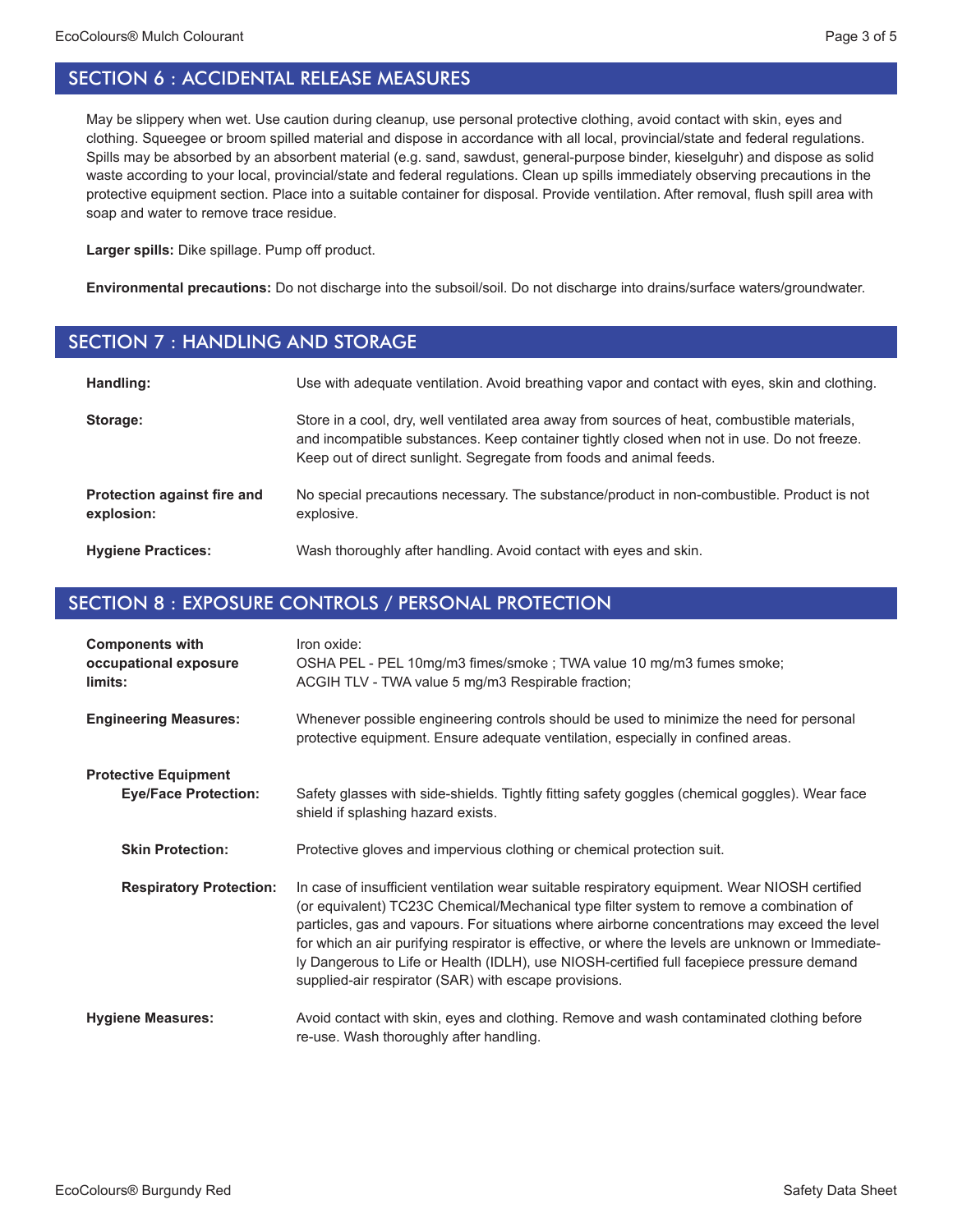## SECTION 6 : ACCIDENTAL RELEASE MEASURES

May be slippery when wet. Use caution during cleanup, use personal protective clothing, avoid contact with skin, eyes and clothing. Squeegee or broom spilled material and dispose in accordance with all local, provincial/state and federal regulations. Spills may be absorbed by an absorbent material (e.g. sand, sawdust, general-purpose binder, kieselguhr) and dispose as solid waste according to your local, provincial/state and federal regulations. Clean up spills immediately observing precautions in the protective equipment section. Place into a suitable container for disposal. Provide ventilation. After removal, flush spill area with soap and water to remove trace residue.

**Larger spills:** Dike spillage. Pump off product.

**Environmental precautions:** Do not discharge into the subsoil/soil. Do not discharge into drains/surface waters/groundwater.

## SECTION 7 : HANDLING AND STORAGE

**Handling:** Use with adequate ventilation. Avoid breathing vapor and contact with eyes, skin and clothing.

**Storage:** Store in a cool, dry, well ventilated area away from sources of heat, combustible materials, and incompatible substances. Keep container tightly closed when not in use. Do not freeze. Keep out of direct sunlight. Segregate from foods and animal feeds.

**Protection against fire and explosion:** No special precautions necessary. The substance/product in non-combustible. Product is not explosive.

**Hygiene Practices:** Wash thoroughly after handling. Avoid contact with eyes and skin.

## SECTION 8 : EXPOSURE CONTROLS / PERSONAL PROTECTION

**Components with occupational exposure limits:** Iron oxide:
OSHA PEL - PEL 10mg/m3 fimes/smoke ; TWA value 10 mg/m3 fumes smoke;
ACGIH TLV - TWA value 5 mg/m3 Respirable fraction;

**Engineering Measures:** Whenever possible engineering controls should be used to minimize the need for personal protective equipment. Ensure adequate ventilation, especially in confined areas.

**Protective Equipment**

**Eye/Face Protection:** Safety glasses with side-shields. Tightly fitting safety goggles (chemical goggles). Wear face shield if splashing hazard exists.

**Skin Protection:** Protective gloves and impervious clothing or chemical protection suit.

**Respiratory Protection:** In case of insufficient ventilation wear suitable respiratory equipment. Wear NIOSH certified (or equivalent) TC23C Chemical/Mechanical type filter system to remove a combination of particles, gas and vapours. For situations where airborne concentrations may exceed the level for which an air purifying respirator is effective, or where the levels are unknown or Immediately Dangerous to Life or Health (IDLH), use NIOSH-certified full facepiece pressure demand supplied-air respirator (SAR) with escape provisions.

**Hygiene Measures:** Avoid contact with skin, eyes and clothing. Remove and wash contaminated clothing before re-use. Wash thoroughly after handling.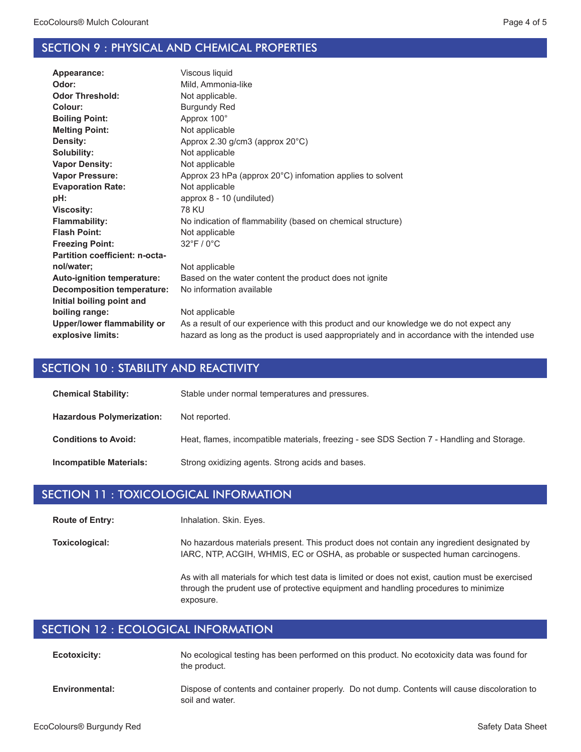## SECTION 9 : PHYSICAL AND CHEMICAL PROPERTIES

| | |
|---|---|
| **Appearance:** | Viscous liquid |
| **Odor:** | Mild, Ammonia-like |
| **Odor Threshold:** | Not applicable. |
| **Colour:** | Burgundy Red |
| **Boiling Point:** | Approx 100° |
| **Melting Point:** | Not applicable |
| **Density:** | Approx 2.30 g/cm3 (approx 20°C) |
| **Solubility:** | Not applicable |
| **Vapor Density:** | Not applicable |
| **Vapor Pressure:** | Approx 23 hPa (approx 20°C) infomation applies to solvent |
| **Evaporation Rate:** | Not applicable |
| **pH:** | approx 8 - 10 (undiluted) |
| **Viscosity:** | 78 KU |
| **Flammability:** | No indication of flammability (based on chemical structure) |
| **Flash Point:** | Not applicable |
| **Freezing Point:** | 32°F / 0°C |
| **Partition coefficient: n-octanol/water;** | Not applicable |
| **Auto-ignition temperature:** | Based on the water content the product does not ignite |
| **Decomposition temperature:** | No information available |
| **Initial boiling point and boiling range:** | Not applicable |
| **Upper/lower flammability or explosive limits:** | As a result of our experience with this product and our knowledge we do not expect any hazard as long as the product is used aappropriately and in accordance with the intended use |

## SECTION 10 : STABILITY AND REACTIVITY

| | |
|---|---|
| **Chemical Stability:** | Stable under normal temperatures and pressures. |
| **Hazardous Polymerization:** | Not reported. |
| **Conditions to Avoid:** | Heat, flames, incompatible materials, freezing - see SDS Section 7 - Handling and Storage. |
| **Incompatible Materials:** | Strong oxidizing agents. Strong acids and bases. |

## SECTION 11 : TOXICOLOGICAL INFORMATION

**Route of Entry:** Inhalation. Skin. Eyes.

**Toxicological:** No hazardous materials present. This product does not contain any ingredient designated by IARC, NTP, ACGIH, WHMIS, EC or OSHA, as probable or suspected human carcinogens.

As with all materials for which test data is limited or does not exist, caution must be exercised through the prudent use of protective equipment and handling procedures to minimize exposure.

## SECTION 12 : ECOLOGICAL INFORMATION

**Ecotoxicity:** No ecological testing has been performed on this product. No ecotoxicity data was found for the product.

**Environmental:** Dispose of contents and container properly. Do not dump. Contents will cause discoloration to soil and water.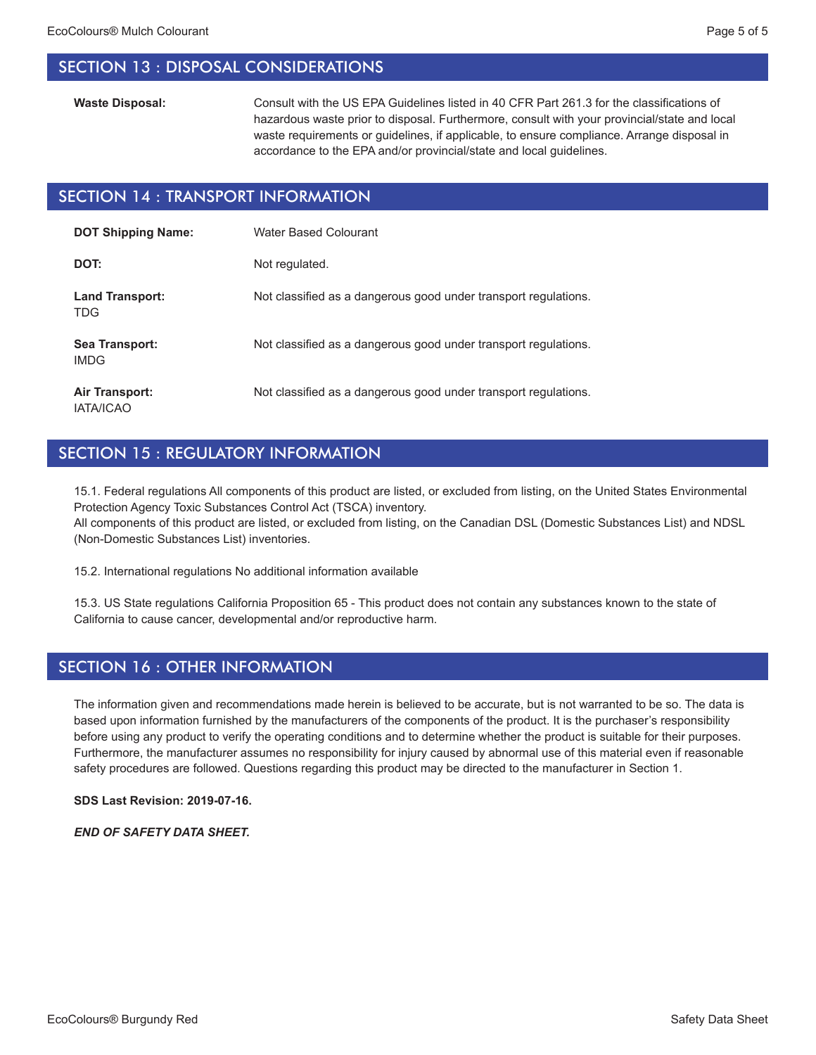## SECTION 13 : DISPOSAL CONSIDERATIONS

| | |
|---|---|
| **Waste Disposal:** | Consult with the US EPA Guidelines listed in 40 CFR Part 261.3 for the classifications of hazardous waste prior to disposal. Furthermore, consult with your provincial/state and local waste requirements or guidelines, if applicable, to ensure compliance. Arrange disposal in accordance to the EPA and/or provincial/state and local guidelines. |

## SECTION 14 : TRANSPORT INFORMATION

| | |
|---|---|
| **DOT Shipping Name:** | Water Based Colourant |
| **DOT:** | Not regulated. |
| **Land Transport:** TDG | Not classified as a dangerous good under transport regulations. |
| **Sea Transport:** IMDG | Not classified as a dangerous good under transport regulations. |
| **Air Transport:** IATA/ICAO | Not classified as a dangerous good under transport regulations. |

## SECTION 15 : REGULATORY INFORMATION

15.1. Federal regulations All components of this product are listed, or excluded from listing, on the United States Environmental Protection Agency Toxic Substances Control Act (TSCA) inventory.
All components of this product are listed, or excluded from listing, on the Canadian DSL (Domestic Substances List) and NDSL (Non-Domestic Substances List) inventories.

15.2. International regulations No additional information available

15.3. US State regulations California Proposition 65 - This product does not contain any substances known to the state of California to cause cancer, developmental and/or reproductive harm.

## SECTION 16 : OTHER INFORMATION

The information given and recommendations made herein is believed to be accurate, but is not warranted to be so. The data is based upon information furnished by the manufacturers of the components of the product. It is the purchaser's responsibility before using any product to verify the operating conditions and to determine whether the product is suitable for their purposes. Furthermore, the manufacturer assumes no responsibility for injury caused by abnormal use of this material even if reasonable safety procedures are followed. Questions regarding this product may be directed to the manufacturer in Section 1.

**SDS Last Revision: 2019-07-16.**

***END OF SAFETY DATA SHEET.***